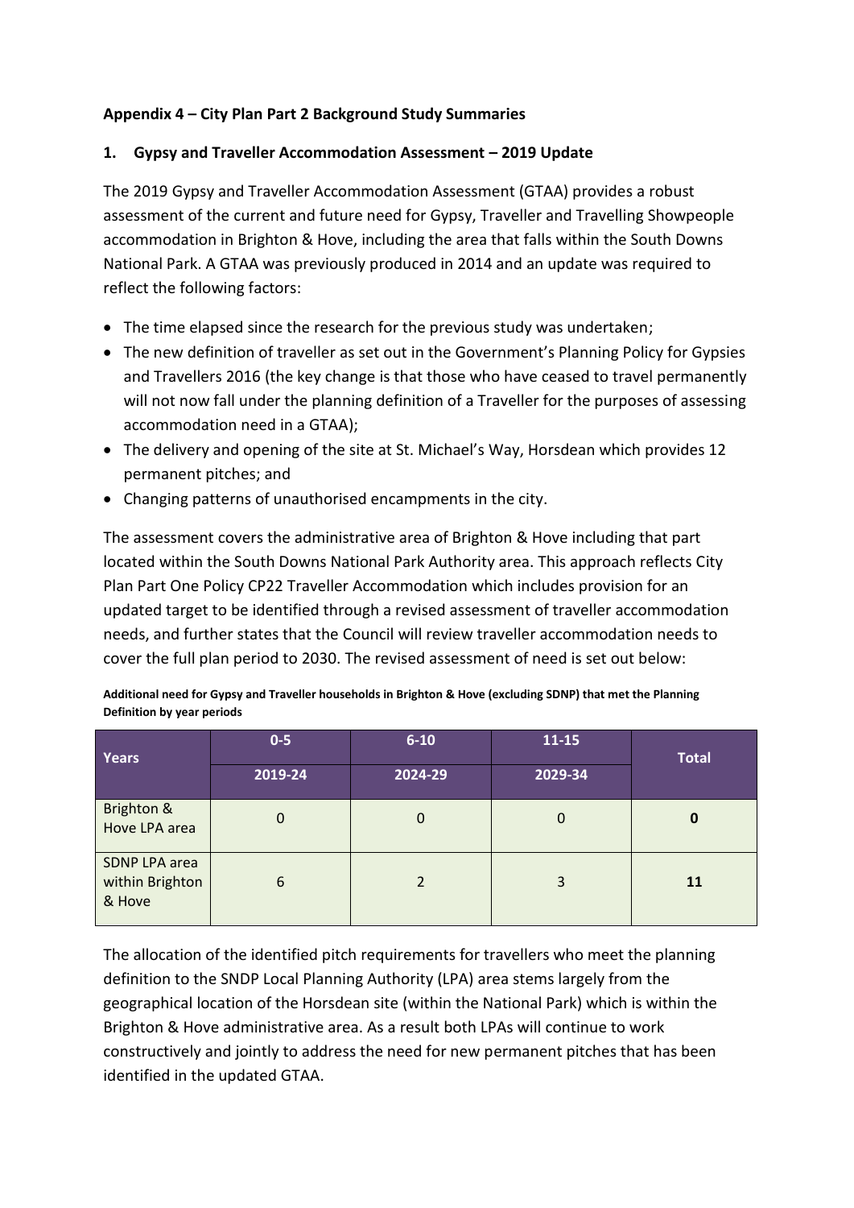**Appendix 4 – City Plan Part 2 Background Study Summaries**

**1. Gypsy and Traveller Accommodation Assessment – 2019 Update**

The 2019 Gypsy and Traveller Accommodation Assessment (GTAA) provides a robust assessment of the current and future need for Gypsy, Traveller and Travelling Showpeople accommodation in Brighton & Hove, including the area that falls within the South Downs National Park. A GTAA was previously produced in 2014 and an update was required to reflect the following factors:

- The time elapsed since the research for the previous study was undertaken;
- The new definition of traveller as set out in the Government's Planning Policy for Gypsies and Travellers 2016 (the key change is that those who have ceased to travel permanently will not now fall under the planning definition of a Traveller for the purposes of assessing accommodation need in a GTAA);
- The delivery and opening of the site at St. Michael's Way, Horsdean which provides 12 permanent pitches; and
- Changing patterns of unauthorised encampments in the city.

The assessment covers the administrative area of Brighton & Hove including that part located within the South Downs National Park Authority area. This approach reflects City Plan Part One Policy CP22 Traveller Accommodation which includes provision for an updated target to be identified through a revised assessment of traveller accommodation needs, and further states that the Council will review traveller accommodation needs to cover the full plan period to 2030. The revised assessment of need is set out below:

**Additional need for Gypsy and Traveller households in Brighton & Hove (excluding SDNP) that met the Planning Definition by year periods**

| Years | 0-5 | 6-10 | 11-15 | Total |
|---|---|---|---|---|
| | 2019-24 | 2024-29 | 2029-34 | |
| Brighton & Hove LPA area | 0 | 0 | 0 | **0** |
| SDNP LPA area within Brighton & Hove | 6 | 2 | 3 | **11** |

The allocation of the identified pitch requirements for travellers who meet the planning definition to the SNDP Local Planning Authority (LPA) area stems largely from the geographical location of the Horsdean site (within the National Park) which is within the Brighton & Hove administrative area. As a result both LPAs will continue to work constructively and jointly to address the need for new permanent pitches that has been identified in the updated GTAA.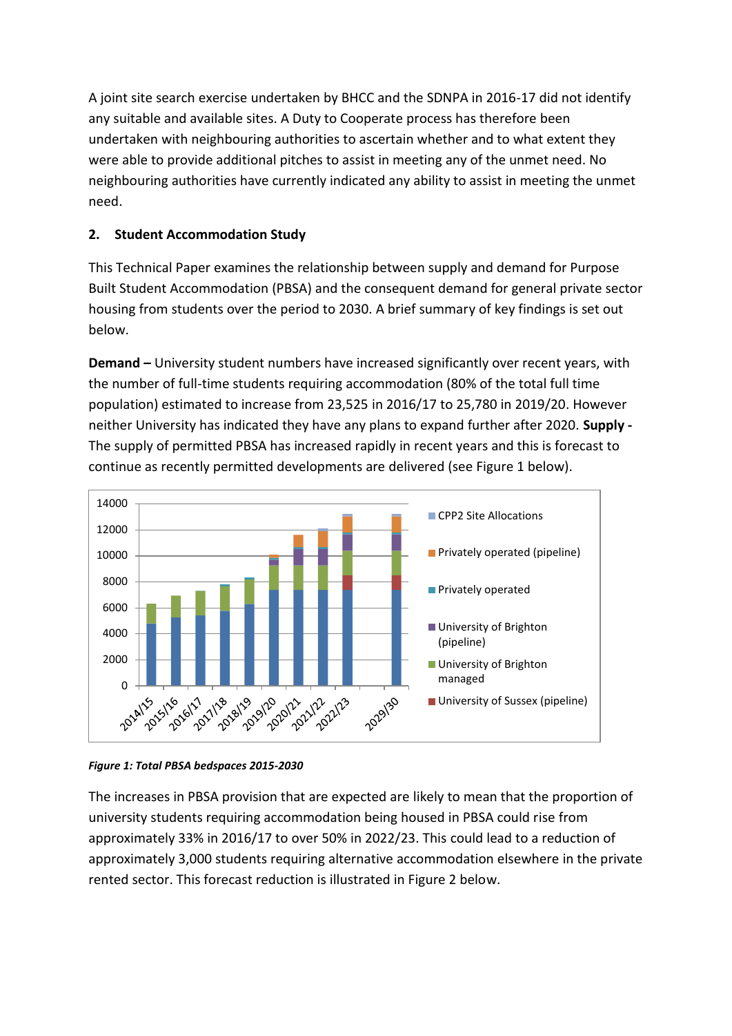A joint site search exercise undertaken by BHCC and the SDNPA in 2016-17 did not identify any suitable and available sites. A Duty to Cooperate process has therefore been undertaken with neighbouring authorities to ascertain whether and to what extent they were able to provide additional pitches to assist in meeting any of the unmet need. No neighbouring authorities have currently indicated any ability to assist in meeting the unmet need.

## 2. Student Accommodation Study

This Technical Paper examines the relationship between supply and demand for Purpose Built Student Accommodation (PBSA) and the consequent demand for general private sector housing from students over the period to 2030. A brief summary of key findings is set out below.

**Demand –** University student numbers have increased significantly over recent years, with the number of full-time students requiring accommodation (80% of the total full time population) estimated to increase from 23,525 in 2016/17 to 25,780 in 2019/20. However neither University has indicated they have any plans to expand further after 2020. **Supply -** The supply of permitted PBSA has increased rapidly in recent years and this is forecast to continue as recently permitted developments are delivered (see Figure 1 below).

*Figure 1: Total PBSA bedspaces 2015-2030*

The increases in PBSA provision that are expected are likely to mean that the proportion of university students requiring accommodation being housed in PBSA could rise from approximately 33% in 2016/17 to over 50% in 2022/23. This could lead to a reduction of approximately 3,000 students requiring alternative accommodation elsewhere in the private rented sector. This forecast reduction is illustrated in Figure 2 below.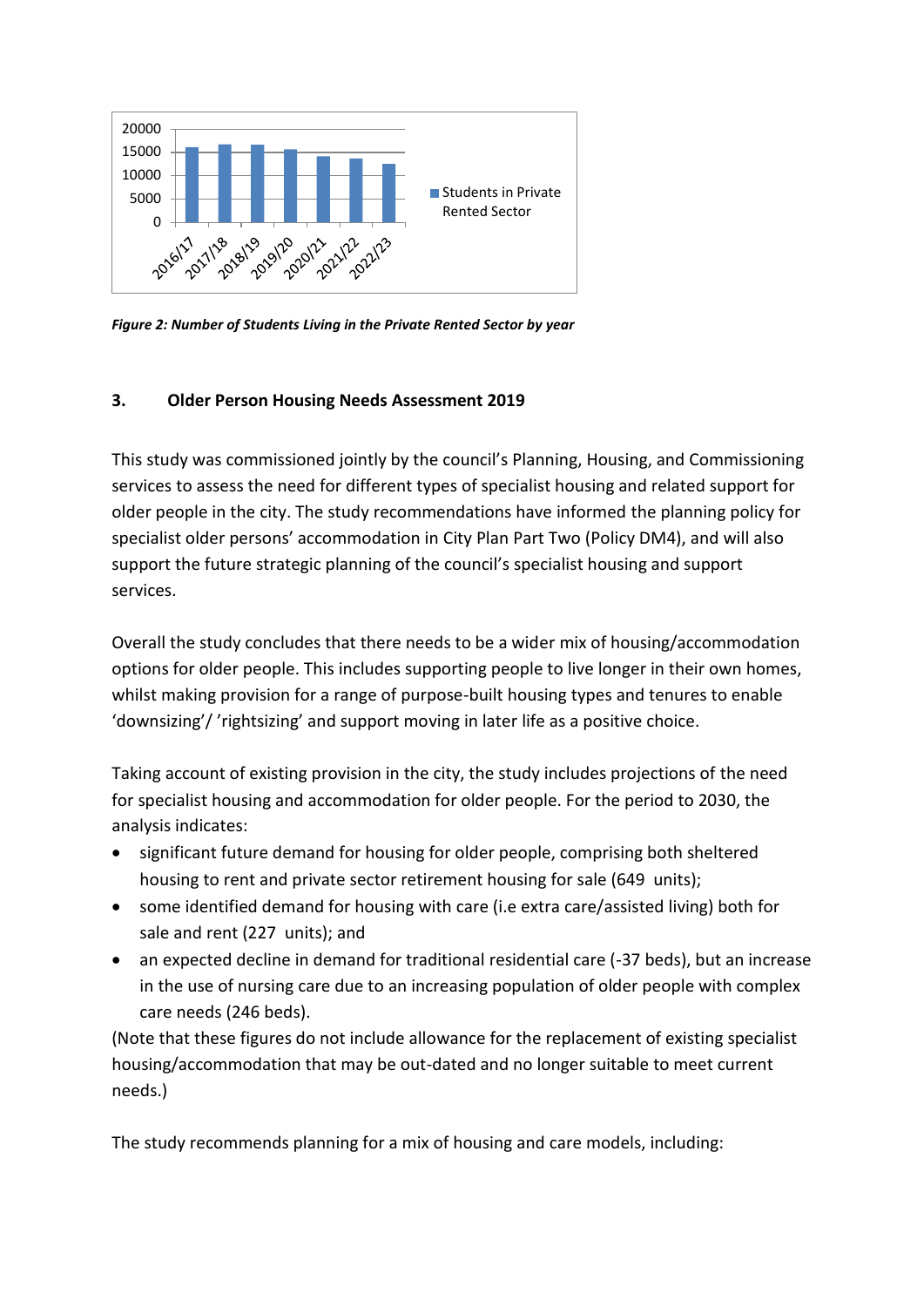*Figure 2: Number of Students Living in the Private Rented Sector by year*

## 3. Older Person Housing Needs Assessment 2019

This study was commissioned jointly by the council's Planning, Housing, and Commissioning services to assess the need for different types of specialist housing and related support for older people in the city. The study recommendations have informed the planning policy for specialist older persons' accommodation in City Plan Part Two (Policy DM4), and will also support the future strategic planning of the council's specialist housing and support services.

Overall the study concludes that there needs to be a wider mix of housing/accommodation options for older people. This includes supporting people to live longer in their own homes, whilst making provision for a range of purpose-built housing types and tenures to enable 'downsizing'/ 'rightsizing' and support moving in later life as a positive choice.

Taking account of existing provision in the city, the study includes projections of the need for specialist housing and accommodation for older people. For the period to 2030, the analysis indicates:

- significant future demand for housing for older people, comprising both sheltered housing to rent and private sector retirement housing for sale (649 units);
- some identified demand for housing with care (i.e extra care/assisted living) both for sale and rent (227 units); and
- an expected decline in demand for traditional residential care (-37 beds), but an increase in the use of nursing care due to an increasing population of older people with complex care needs (246 beds).

(Note that these figures do not include allowance for the replacement of existing specialist housing/accommodation that may be out-dated and no longer suitable to meet current needs.)

The study recommends planning for a mix of housing and care models, including: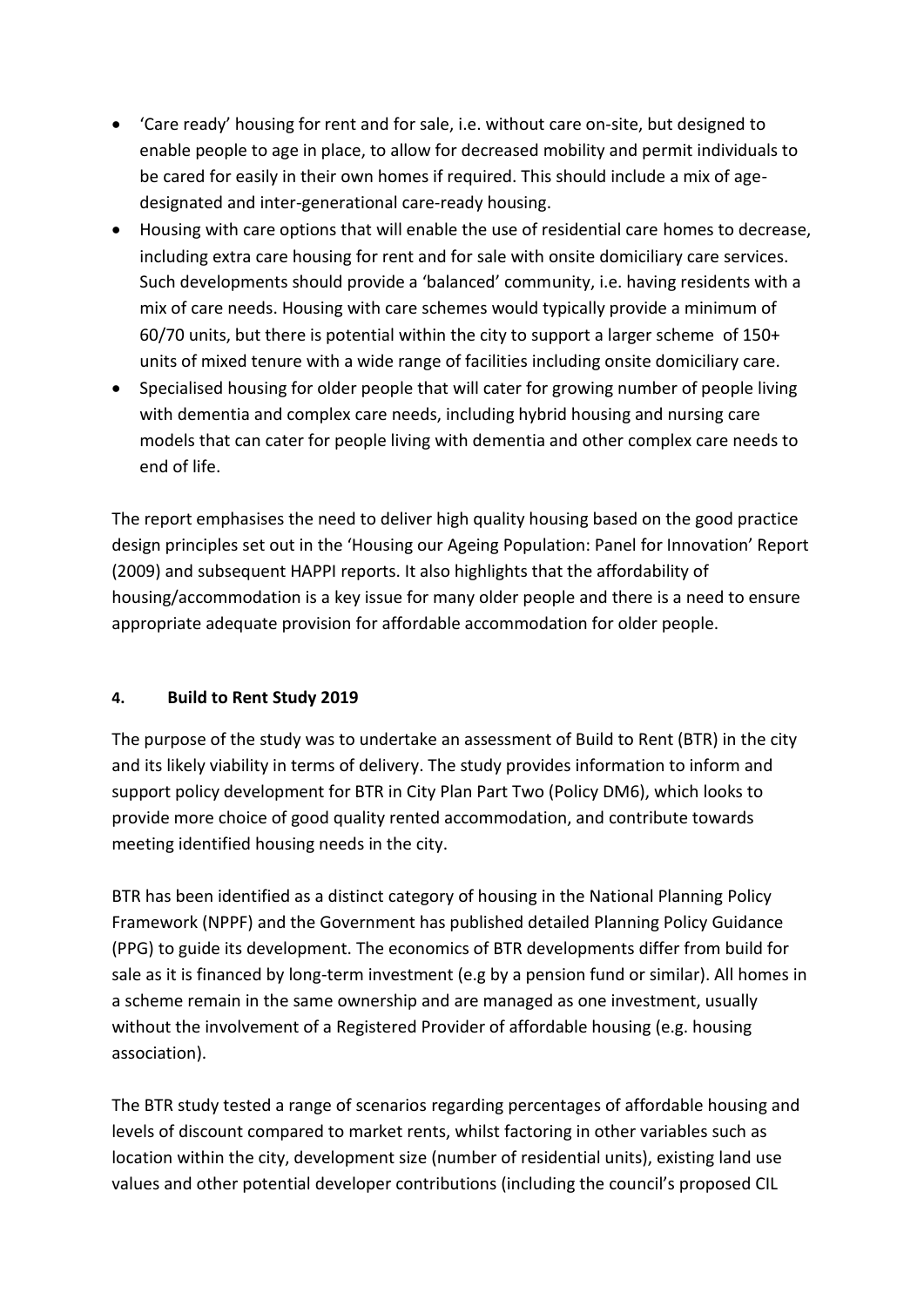- 'Care ready' housing for rent and for sale, i.e. without care on-site, but designed to enable people to age in place, to allow for decreased mobility and permit individuals to be cared for easily in their own homes if required. This should include a mix of age-designated and inter-generational care-ready housing.
- Housing with care options that will enable the use of residential care homes to decrease, including extra care housing for rent and for sale with onsite domiciliary care services. Such developments should provide a 'balanced' community, i.e. having residents with a mix of care needs. Housing with care schemes would typically provide a minimum of 60/70 units, but there is potential within the city to support a larger scheme of 150+ units of mixed tenure with a wide range of facilities including onsite domiciliary care.
- Specialised housing for older people that will cater for growing number of people living with dementia and complex care needs, including hybrid housing and nursing care models that can cater for people living with dementia and other complex care needs to end of life.

The report emphasises the need to deliver high quality housing based on the good practice design principles set out in the 'Housing our Ageing Population: Panel for Innovation' Report (2009) and subsequent HAPPI reports. It also highlights that the affordability of housing/accommodation is a key issue for many older people and there is a need to ensure appropriate adequate provision for affordable accommodation for older people.

#### 4. Build to Rent Study 2019

The purpose of the study was to undertake an assessment of Build to Rent (BTR) in the city and its likely viability in terms of delivery. The study provides information to inform and support policy development for BTR in City Plan Part Two (Policy DM6), which looks to provide more choice of good quality rented accommodation, and contribute towards meeting identified housing needs in the city.

BTR has been identified as a distinct category of housing in the National Planning Policy Framework (NPPF) and the Government has published detailed Planning Policy Guidance (PPG) to guide its development. The economics of BTR developments differ from build for sale as it is financed by long-term investment (e.g by a pension fund or similar). All homes in a scheme remain in the same ownership and are managed as one investment, usually without the involvement of a Registered Provider of affordable housing (e.g. housing association).

The BTR study tested a range of scenarios regarding percentages of affordable housing and levels of discount compared to market rents, whilst factoring in other variables such as location within the city, development size (number of residential units), existing land use values and other potential developer contributions (including the council's proposed CIL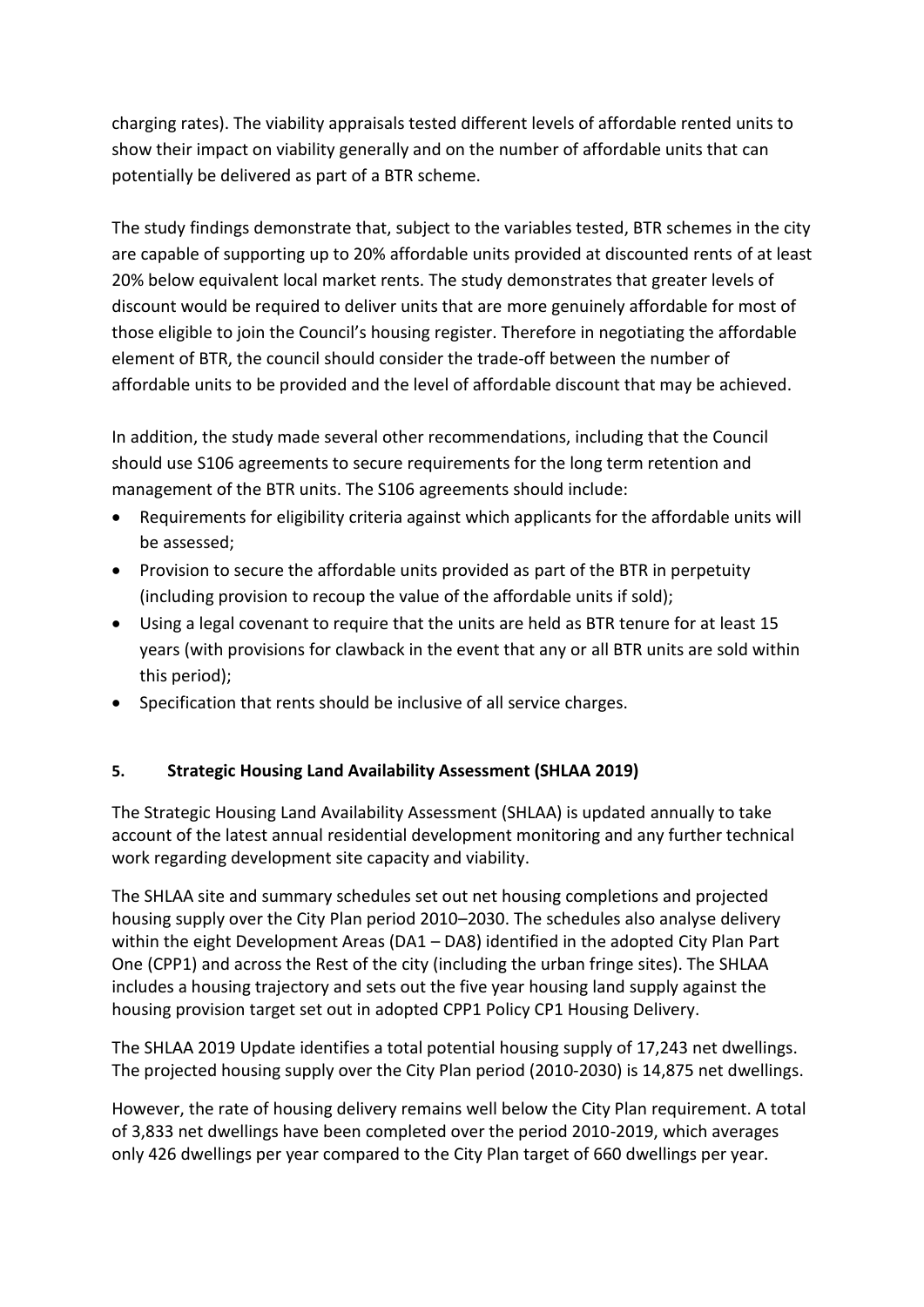charging rates). The viability appraisals tested different levels of affordable rented units to show their impact on viability generally and on the number of affordable units that can potentially be delivered as part of a BTR scheme.

The study findings demonstrate that, subject to the variables tested, BTR schemes in the city are capable of supporting up to 20% affordable units provided at discounted rents of at least 20% below equivalent local market rents. The study demonstrates that greater levels of discount would be required to deliver units that are more genuinely affordable for most of those eligible to join the Council's housing register. Therefore in negotiating the affordable element of BTR, the council should consider the trade-off between the number of affordable units to be provided and the level of affordable discount that may be achieved.

In addition, the study made several other recommendations, including that the Council should use S106 agreements to secure requirements for the long term retention and management of the BTR units. The S106 agreements should include:

- Requirements for eligibility criteria against which applicants for the affordable units will be assessed;
- Provision to secure the affordable units provided as part of the BTR in perpetuity (including provision to recoup the value of the affordable units if sold);
- Using a legal covenant to require that the units are held as BTR tenure for at least 15 years (with provisions for clawback in the event that any or all BTR units are sold within this period);
- Specification that rents should be inclusive of all service charges.

## 5. Strategic Housing Land Availability Assessment (SHLAA 2019)

The Strategic Housing Land Availability Assessment (SHLAA) is updated annually to take account of the latest annual residential development monitoring and any further technical work regarding development site capacity and viability.

The SHLAA site and summary schedules set out net housing completions and projected housing supply over the City Plan period 2010–2030. The schedules also analyse delivery within the eight Development Areas (DA1 – DA8) identified in the adopted City Plan Part One (CPP1) and across the Rest of the city (including the urban fringe sites). The SHLAA includes a housing trajectory and sets out the five year housing land supply against the housing provision target set out in adopted CPP1 Policy CP1 Housing Delivery.

The SHLAA 2019 Update identifies a total potential housing supply of 17,243 net dwellings. The projected housing supply over the City Plan period (2010-2030) is 14,875 net dwellings.

However, the rate of housing delivery remains well below the City Plan requirement. A total of 3,833 net dwellings have been completed over the period 2010-2019, which averages only 426 dwellings per year compared to the City Plan target of 660 dwellings per year.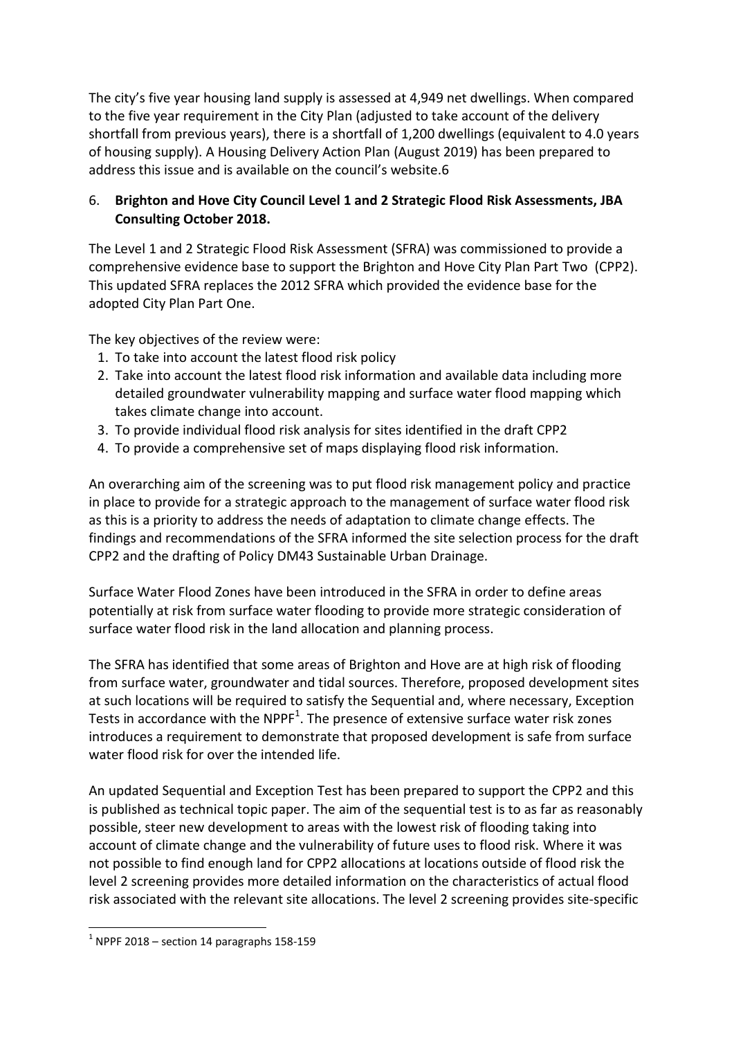The city's five year housing land supply is assessed at 4,949 net dwellings. When compared to the five year requirement in the City Plan (adjusted to take account of the delivery shortfall from previous years), there is a shortfall of 1,200 dwellings (equivalent to 4.0 years of housing supply). A Housing Delivery Action Plan (August 2019) has been prepared to address this issue and is available on the council's website.6

6. **Brighton and Hove City Council Level 1 and 2 Strategic Flood Risk Assessments, JBA Consulting October 2018.**

The Level 1 and 2 Strategic Flood Risk Assessment (SFRA) was commissioned to provide a comprehensive evidence base to support the Brighton and Hove City Plan Part Two (CPP2). This updated SFRA replaces the 2012 SFRA which provided the evidence base for the adopted City Plan Part One.

The key objectives of the review were:

1. To take into account the latest flood risk policy
2. Take into account the latest flood risk information and available data including more detailed groundwater vulnerability mapping and surface water flood mapping which takes climate change into account.
3. To provide individual flood risk analysis for sites identified in the draft CPP2
4. To provide a comprehensive set of maps displaying flood risk information.

An overarching aim of the screening was to put flood risk management policy and practice in place to provide for a strategic approach to the management of surface water flood risk as this is a priority to address the needs of adaptation to climate change effects. The findings and recommendations of the SFRA informed the site selection process for the draft CPP2 and the drafting of Policy DM43 Sustainable Urban Drainage.

Surface Water Flood Zones have been introduced in the SFRA in order to define areas potentially at risk from surface water flooding to provide more strategic consideration of surface water flood risk in the land allocation and planning process.

The SFRA has identified that some areas of Brighton and Hove are at high risk of flooding from surface water, groundwater and tidal sources. Therefore, proposed development sites at such locations will be required to satisfy the Sequential and, where necessary, Exception Tests in accordance with the NPPF[1]. The presence of extensive surface water risk zones introduces a requirement to demonstrate that proposed development is safe from surface water flood risk for over the intended life.

An updated Sequential and Exception Test has been prepared to support the CPP2 and this is published as technical topic paper. The aim of the sequential test is to as far as reasonably possible, steer new development to areas with the lowest risk of flooding taking into account of climate change and the vulnerability of future uses to flood risk. Where it was not possible to find enough land for CPP2 allocations at locations outside of flood risk the level 2 screening provides more detailed information on the characteristics of actual flood risk associated with the relevant site allocations. The level 2 screening provides site-specific

[1] NPPF 2018 – section 14 paragraphs 158-159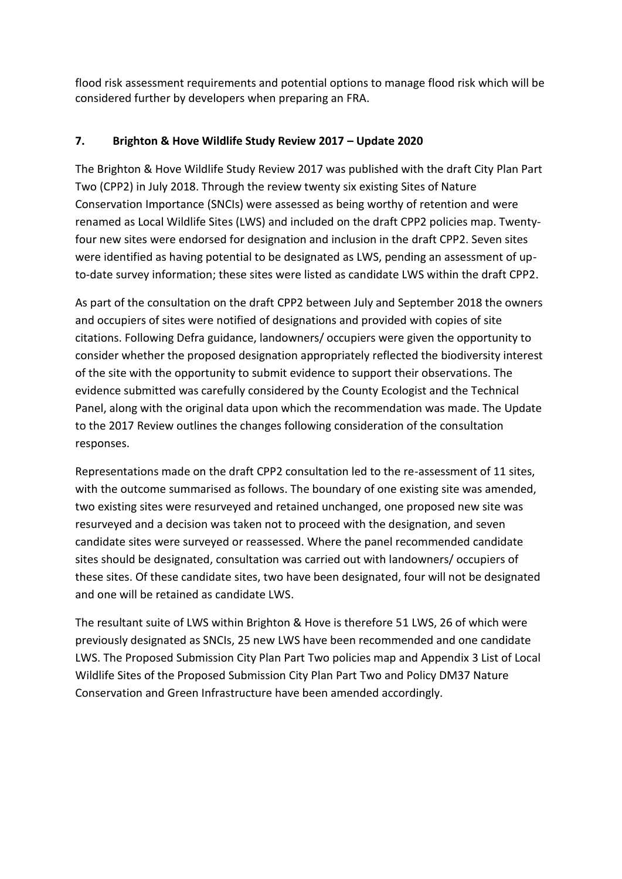flood risk assessment requirements and potential options to manage flood risk which will be considered further by developers when preparing an FRA.

## 7. Brighton & Hove Wildlife Study Review 2017 – Update 2020

The Brighton & Hove Wildlife Study Review 2017 was published with the draft City Plan Part Two (CPP2) in July 2018. Through the review twenty six existing Sites of Nature Conservation Importance (SNCIs) were assessed as being worthy of retention and were renamed as Local Wildlife Sites (LWS) and included on the draft CPP2 policies map. Twenty-four new sites were endorsed for designation and inclusion in the draft CPP2. Seven sites were identified as having potential to be designated as LWS, pending an assessment of up-to-date survey information; these sites were listed as candidate LWS within the draft CPP2.

As part of the consultation on the draft CPP2 between July and September 2018 the owners and occupiers of sites were notified of designations and provided with copies of site citations. Following Defra guidance, landowners/ occupiers were given the opportunity to consider whether the proposed designation appropriately reflected the biodiversity interest of the site with the opportunity to submit evidence to support their observations. The evidence submitted was carefully considered by the County Ecologist and the Technical Panel, along with the original data upon which the recommendation was made. The Update to the 2017 Review outlines the changes following consideration of the consultation responses.

Representations made on the draft CPP2 consultation led to the re-assessment of 11 sites, with the outcome summarised as follows. The boundary of one existing site was amended, two existing sites were resurveyed and retained unchanged, one proposed new site was resurveyed and a decision was taken not to proceed with the designation, and seven candidate sites were surveyed or reassessed. Where the panel recommended candidate sites should be designated, consultation was carried out with landowners/ occupiers of these sites. Of these candidate sites, two have been designated, four will not be designated and one will be retained as candidate LWS.

The resultant suite of LWS within Brighton & Hove is therefore 51 LWS, 26 of which were previously designated as SNCIs, 25 new LWS have been recommended and one candidate LWS. The Proposed Submission City Plan Part Two policies map and Appendix 3 List of Local Wildlife Sites of the Proposed Submission City Plan Part Two and Policy DM37 Nature Conservation and Green Infrastructure have been amended accordingly.